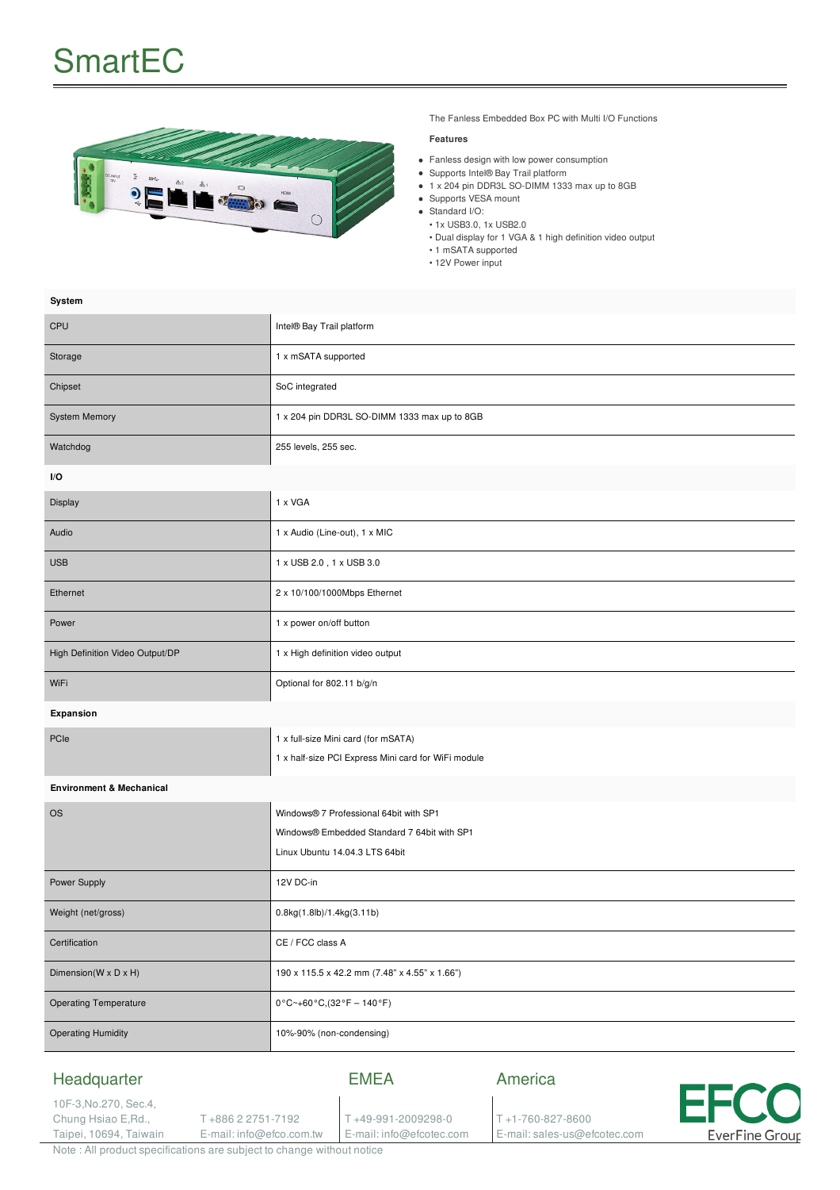# SmartEC

The Fanless Embedded Box PC with Multi I/O Functions

**Features**

- Fanless design with low power consumption
- Supports Intel® Bay Trail platform
- 1 x 204 pin DDR3L SO-DIMM 1333 max up to 8GB
- Supports VESA mount
- Standard I/O:
  - 1x USB3.0, 1x USB2.0
  - Dual display for 1 VGA & 1 high definition video output
  - 1 mSATA supported
  - 12V Power input

| **System** | |
|---|---|
| CPU | Intel® Bay Trail platform |
| Storage | 1 x mSATA supported |
| Chipset | SoC integrated |
| System Memory | 1 x 204 pin DDR3L SO-DIMM 1333 max up to 8GB |
| Watchdog | 255 levels, 255 sec. |
| **I/O** | |
| Display | 1 x VGA |
| Audio | 1 x Audio (Line-out), 1 x MIC |
| USB | 1 x USB 2.0 , 1 x USB 3.0 |
| Ethernet | 2 x 10/100/1000Mbps Ethernet |
| Power | 1 x power on/off button |
| High Definition Video Output/DP | 1 x High definition video output |
| WiFi | Optional for 802.11 b/g/n |
| **Expansion** | |
| PCIe | 1 x full-size Mini card (for mSATA)<br>1 x half-size PCI Express Mini card for WiFi module |
| **Environment & Mechanical** | |
| OS | Windows® 7 Professional 64bit with SP1<br>Windows® Embedded Standard 7 64bit with SP1<br>Linux Ubuntu 14.04.3 LTS 64bit |
| Power Supply | 12V DC-in |
| Weight (net/gross) | 0.8kg(1.8lb)/1.4kg(3.11b) |
| Certification | CE / FCC class A |
| Dimension(W x D x H) | 190 x 115.5 x 42.2 mm (7.48" x 4.55" x 1.66") |
| Operating Temperature | 0°C~+60°C,(32°F – 140°F) |
| Operating Humidity | 10%-90% (non-condensing) |

## Headquarter

10F-3,No.270, Sec.4,
Chung Hsiao E,Rd.,
Taipei, 10694, Taiwan

T +886 2 2751-7192
E-mail: info@efco.com.tw

## EMEA

T +49-991-2009298-0
E-mail: info@efcotec.com

## America

T +1-760-827-8600
E-mail: sales-us@efcotec.com

EFCO
EverFine Group

Note : All product specifications are subject to change without notice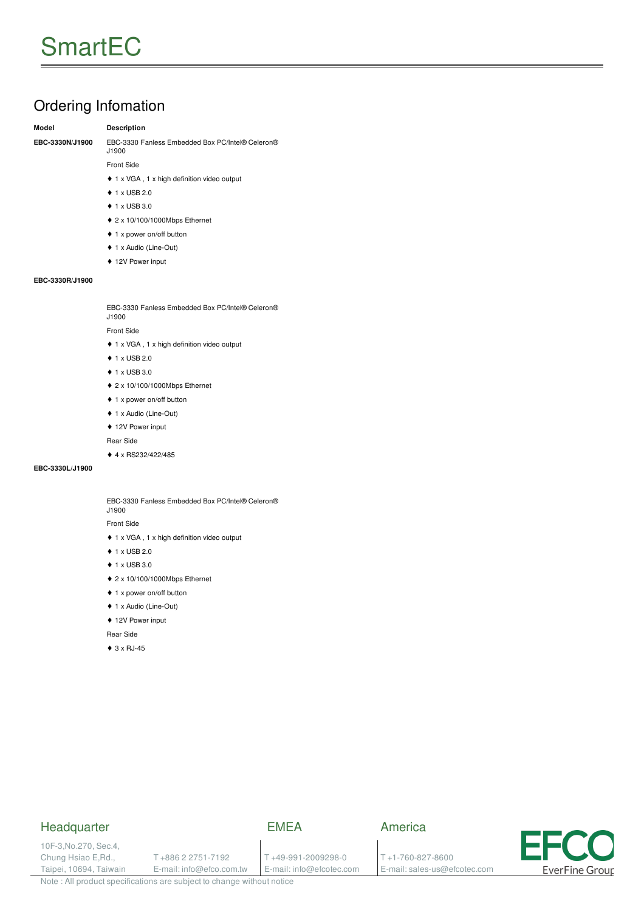## Ordering Infomation

| Model | Description |
|---|---|
| EBC-3330N/J1900 | EBC-3330 Fanless Embedded Box PC/Intel® Celeron® J1900<br>Front Side<br>♦ 1 x VGA , 1 x high definition video output<br>♦ 1 x USB 2.0<br>♦ 1 x USB 3.0<br>♦ 2 x 10/100/1000Mbps Ethernet<br>♦ 1 x power on/off button<br>♦ 1 x Audio (Line-Out)<br>♦ 12V Power input |
| EBC-3330R/J1900 | EBC-3330 Fanless Embedded Box PC/Intel® Celeron® J1900<br>Front Side<br>♦ 1 x VGA , 1 x high definition video output<br>♦ 1 x USB 2.0<br>♦ 1 x USB 3.0<br>♦ 2 x 10/100/1000Mbps Ethernet<br>♦ 1 x power on/off button<br>♦ 1 x Audio (Line-Out)<br>♦ 12V Power input<br>Rear Side<br>♦ 4 x RS232/422/485 |
| EBC-3330L/J1900 | EBC-3330 Fanless Embedded Box PC/Intel® Celeron® J1900<br>Front Side<br>♦ 1 x VGA , 1 x high definition video output<br>♦ 1 x USB 2.0<br>♦ 1 x USB 3.0<br>♦ 2 x 10/100/1000Mbps Ethernet<br>♦ 1 x power on/off button<br>♦ 1 x Audio (Line-Out)<br>♦ 12V Power input<br>Rear Side<br>♦ 3 x RJ-45 |

### Headquarter

10F-3,No.270, Sec.4,
Chung Hsiao E,Rd.,
Taipei, 10694, Taiwain

T +886 2 2751-7192
E-mail: info@efco.com.tw

### EMEA

T +49-991-2009298-0
E-mail: info@efcotec.com

### America

T +1-760-827-8600
E-mail: sales-us@efcotec.com

EFCO EverFine Group

Note : All product specifications are subject to change without notice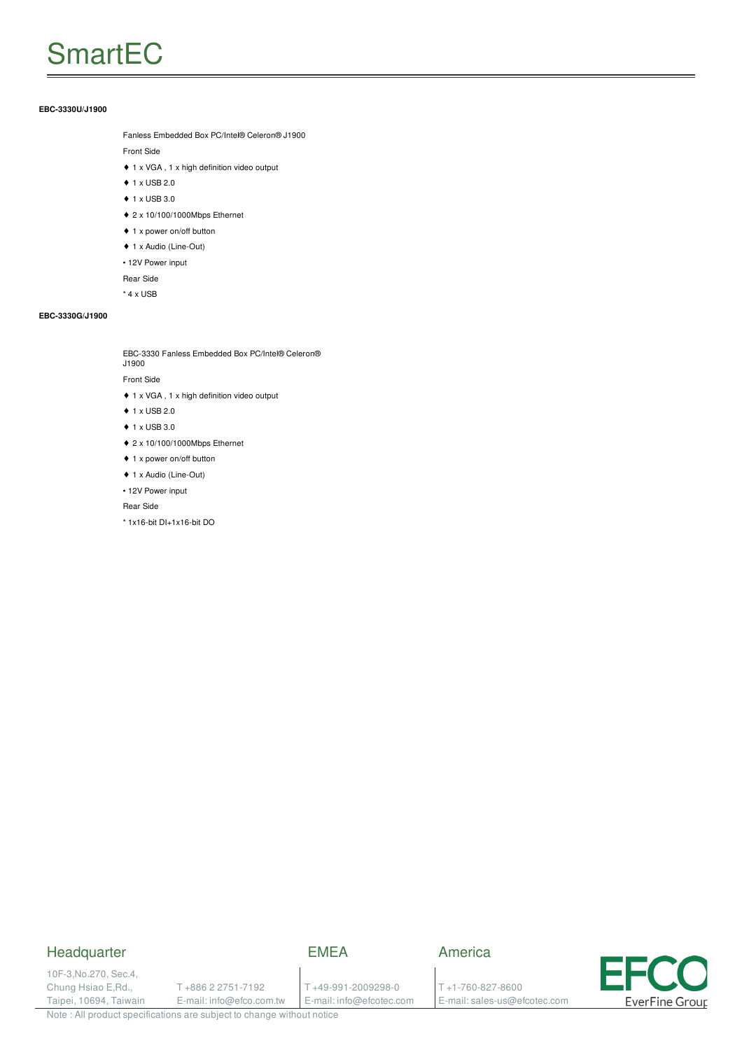**EBC-3330U/J1900**

Fanless Embedded Box PC/Intel® Celeron® J1900

Front Side

- ♦ 1 x VGA , 1 x high definition video output
- ♦ 1 x USB 2.0
- ♦ 1 x USB 3.0
- ♦ 2 x 10/100/1000Mbps Ethernet
- ♦ 1 x power on/off button
- ♦ 1 x Audio (Line-Out)

• 12V Power input

Rear Side

* 4 x USB

**EBC-3330G/J1900**

EBC-3330 Fanless Embedded Box PC/Intel® Celeron® J1900

Front Side

- ♦ 1 x VGA , 1 x high definition video output
- ♦ 1 x USB 2.0
- ♦ 1 x USB 3.0
- ♦ 2 x 10/100/1000Mbps Ethernet
- ♦ 1 x power on/off button
- ♦ 1 x Audio (Line-Out)

• 12V Power input

Rear Side

* 1x16-bit DI+1x16-bit DO